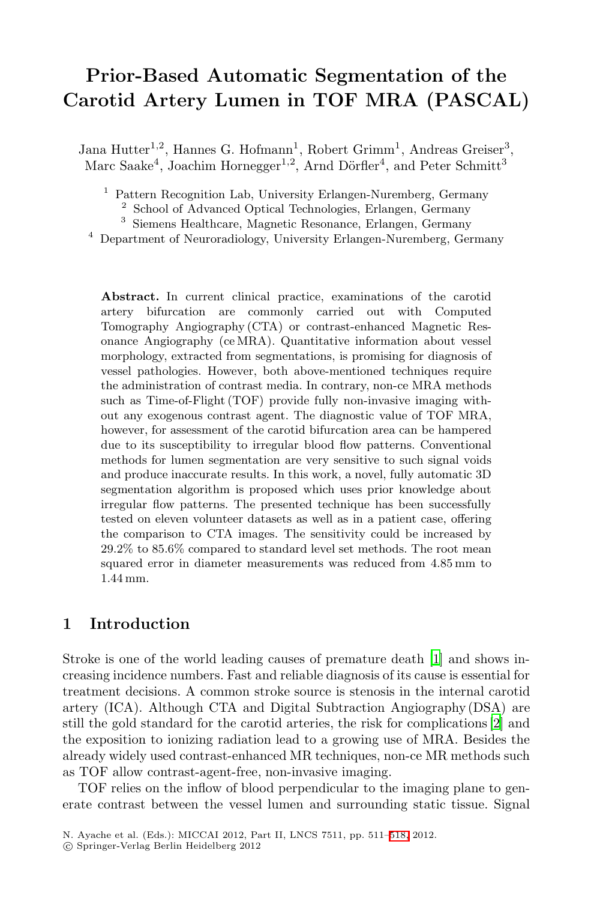# Prior-Based Automatic Segmentation of the Carotid Artery Lumen in TOF MRA (PASCAL)

Jana Hutter[1,2], Hannes G. Hofmann[1], Robert Grimm[1], Andreas Greiser[3], Marc Saake[4], Joachim Hornegger[1,2], Arnd Dörfler[4], and Peter Schmitt[3]

[1] Pattern Recognition Lab, University Erlangen-Nuremberg, Germany
[2] School of Advanced Optical Technologies, Erlangen, Germany
[3] Siemens Healthcare, Magnetic Resonance, Erlangen, Germany
[4] Department of Neuroradiology, University Erlangen-Nuremberg, Germany

**Abstract.** In current clinical practice, examinations of the carotid artery bifurcation are commonly carried out with Computed Tomography Angiography (CTA) or contrast-enhanced Magnetic Resonance Angiography (ce MRA). Quantitative information about vessel morphology, extracted from segmentations, is promising for diagnosis of vessel pathologies. However, both above-mentioned techniques require the administration of contrast media. In contrary, non-ce MRA methods such as Time-of-Flight (TOF) provide fully non-invasive imaging without any exogenous contrast agent. The diagnostic value of TOF MRA, however, for assessment of the carotid bifurcation area can be hampered due to its susceptibility to irregular blood flow patterns. Conventional methods for lumen segmentation are very sensitive to such signal voids and produce inaccurate results. In this work, a novel, fully automatic 3D segmentation algorithm is proposed which uses prior knowledge about irregular flow patterns. The presented technique has been successfully tested on eleven volunteer datasets as well as in a patient case, offering the comparison to CTA images. The sensitivity could be increased by 29.2% to 85.6% compared to standard level set methods. The root mean squared error in diameter measurements was reduced from 4.85 mm to 1.44 mm.

## 1 Introduction

Stroke is one of the world leading causes of premature death [1] and shows increasing incidence numbers. Fast and reliable diagnosis of its cause is essential for treatment decisions. A common stroke source is stenosis in the internal carotid artery (ICA). Although CTA and Digital Subtraction Angiography (DSA) are still the gold standard for the carotid arteries, the risk for complications [2] and the exposition to ionizing radiation lead to a growing use of MRA. Besides the already widely used contrast-enhanced MR techniques, non-ce MR methods such as TOF allow contrast-agent-free, non-invasive imaging.

TOF relies on the inflow of blood perpendicular to the imaging plane to generate contrast between the vessel lumen and surrounding static tissue. Signal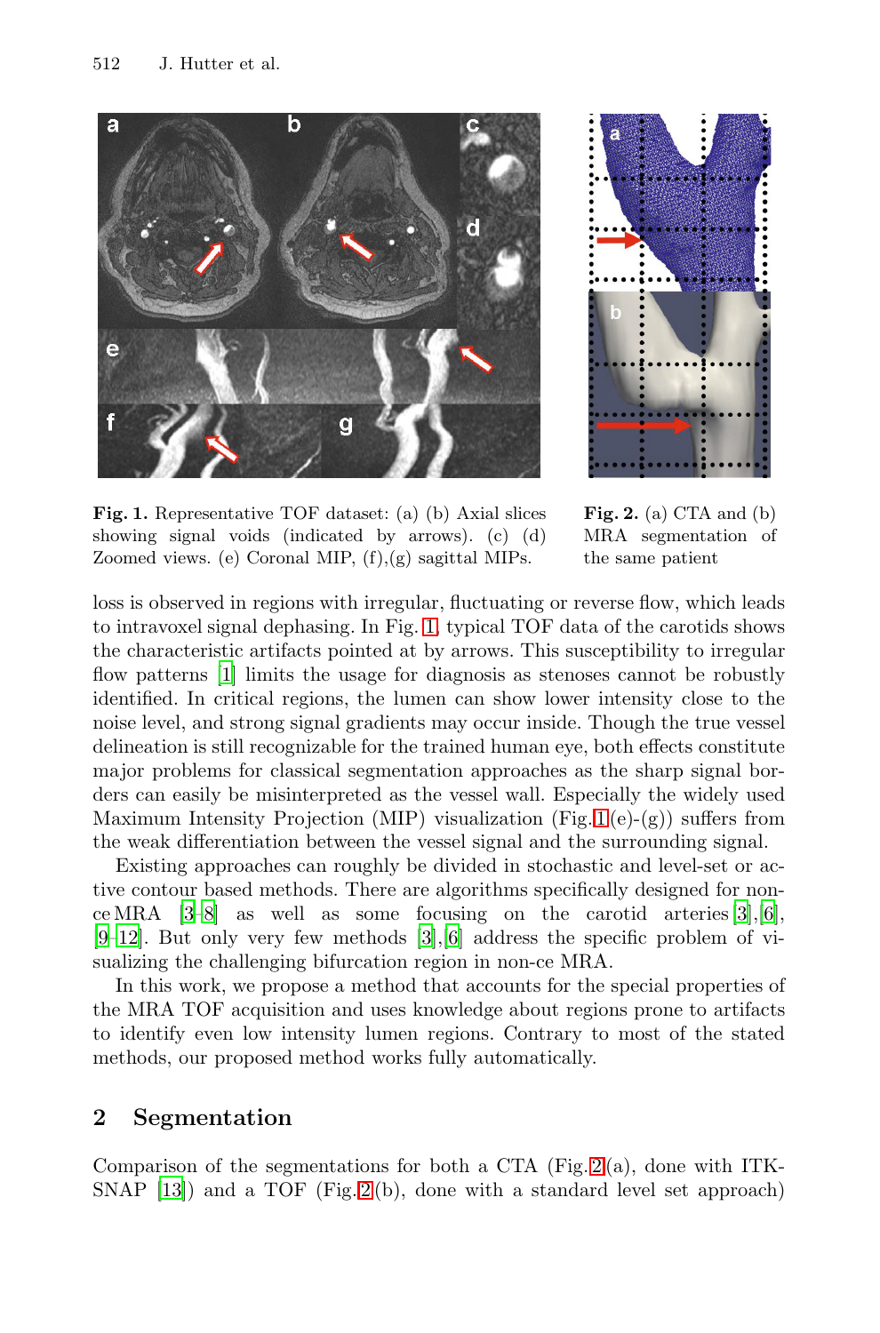**Fig. 1.** Representative TOF dataset: (a) (b) Axial slices showing signal voids (indicated by arrows). (c) (d) Zoomed views. (e) Coronal MIP, (f),(g) sagittal MIPs.

**Fig. 2.** (a) CTA and (b) MRA segmentation of the same patient

loss is observed in regions with irregular, fluctuating or reverse flow, which leads to intravoxel signal dephasing. In Fig. 1, typical TOF data of the carotids shows the characteristic artifacts pointed at by arrows. This susceptibility to irregular flow patterns [1] limits the usage for diagnosis as stenoses cannot be robustly identified. In critical regions, the lumen can show lower intensity close to the noise level, and strong signal gradients may occur inside. Though the true vessel delineation is still recognizable for the trained human eye, both effects constitute major problems for classical segmentation approaches as the sharp signal borders can easily be misinterpreted as the vessel wall. Especially the widely used Maximum Intensity Projection (MIP) visualization (Fig. 1(e)-(g)) suffers from the weak differentiation between the vessel signal and the surrounding signal.

Existing approaches can roughly be divided in stochastic and level-set or active contour based methods. There are algorithms specifically designed for non-ce MRA [3–8] as well as some focusing on the carotid arteries [3], [6], [9–12]. But only very few methods [3], [6] address the specific problem of visualizing the challenging bifurcation region in non-ce MRA.

In this work, we propose a method that accounts for the special properties of the MRA TOF acquisition and uses knowledge about regions prone to artifacts to identify even low intensity lumen regions. Contrary to most of the stated methods, our proposed method works fully automatically.

## 2 Segmentation

Comparison of the segmentations for both a CTA (Fig. 2(a), done with ITK-SNAP [13]) and a TOF (Fig. 2(b), done with a standard level set approach)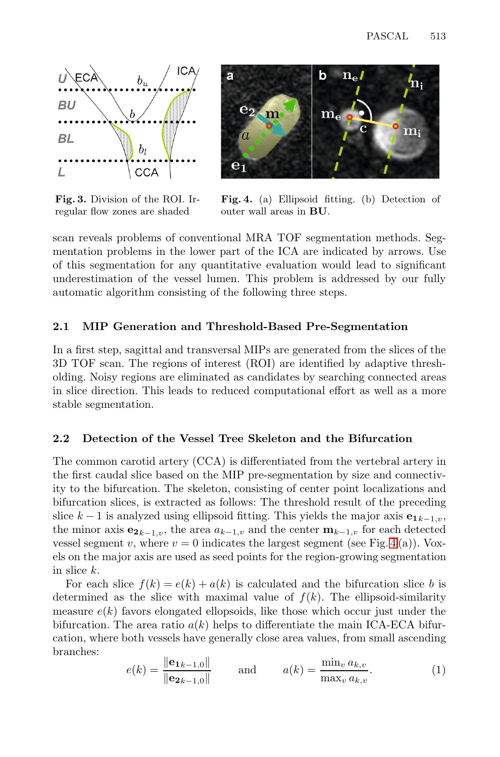**Fig. 3.** Division of the ROI. Irregular flow zones are shaded

**Fig. 4.** (a) Ellipsoid fitting. (b) Detection of outer wall areas in **BU**.

scan reveals problems of conventional MRA TOF segmentation methods. Segmentation problems in the lower part of the ICA are indicated by arrows. Use of this segmentation for any quantitative evaluation would lead to significant underestimation of the vessel lumen. This problem is addressed by our fully automatic algorithm consisting of the following three steps.

### 2.1 MIP Generation and Threshold-Based Pre-Segmentation

In a first step, sagittal and transversal MIPs are generated from the slices of the 3D TOF scan. The regions of interest (ROI) are identified by adaptive thresholding. Noisy regions are eliminated as candidates by searching connected areas in slice direction. This leads to reduced computational effort as well as a more stable segmentation.

### 2.2 Detection of the Vessel Tree Skeleton and the Bifurcation

The common carotid artery (CCA) is differentiated from the vertebral artery in the first caudal slice based on the MIP pre-segmentation by size and connectivity to the bifurcation. The skeleton, consisting of center point localizations and bifurcation slices, is extracted as follows: The threshold result of the preceding slice $k-1$ is analyzed using ellipsoid fitting. This yields the major axis $\mathbf{e_1}_{k-1,v}$, the minor axis $\mathbf{e_2}_{k-1,v}$, the area $a_{k-1,v}$ and the center $\mathbf{m}_{k-1,v}$ for each detected vessel segment $v$, where $v = 0$ indicates the largest segment (see Fig. 4(a)). Voxels on the major axis are used as seed points for the region-growing segmentation in slice $k$.

For each slice $f(k) = e(k) + a(k)$ is calculated and the bifurcation slice $b$ is determined as the slice with maximal value of $f(k)$. The ellipsoid-similarity measure $e(k)$ favors elongated ellipsoids, like those which occur just under the bifurcation. The area ratio $a(k)$ helps to differentiate the main ICA-ECA bifurcation, where both vessels have generally close area values, from small ascending branches:

$$e(k) = \frac{\|\mathbf{e_1}_{k-1,0}\|}{\|\mathbf{e_2}_{k-1,0}\|} \qquad \text{and} \qquad a(k) = \frac{\min_v a_{k,v}}{\max_v a_{k,v}}. \tag{1}$$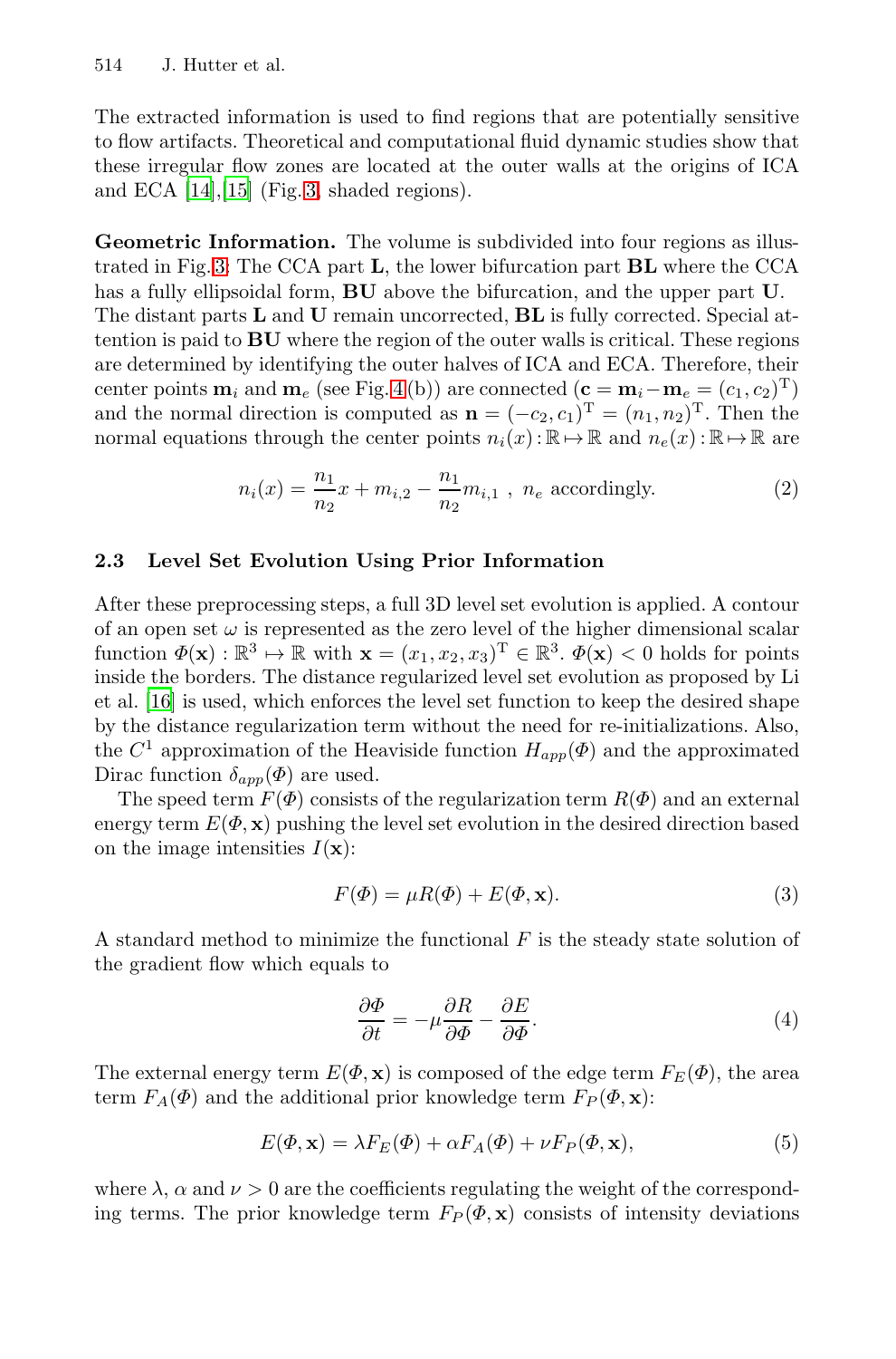The extracted information is used to find regions that are potentially sensitive to flow artifacts. Theoretical and computational fluid dynamic studies show that these irregular flow zones are located at the outer walls at the origins of ICA and ECA [14],[15] (Fig. 3, shaded regions).

**Geometric Information.** The volume is subdivided into four regions as illustrated in Fig. 3: The CCA part **L**, the lower bifurcation part **BL** where the CCA has a fully ellipsoidal form, **BU** above the bifurcation, and the upper part **U**. The distant parts **L** and **U** remain uncorrected, **BL** is fully corrected. Special attention is paid to **BU** where the region of the outer walls is critical. These regions are determined by identifying the outer halves of ICA and ECA. Therefore, their center points $\mathbf{m}_i$ and $\mathbf{m}_e$ (see Fig. 4(b)) are connected ($\mathbf{c} = \mathbf{m}_i - \mathbf{m}_e = (c_1, c_2)^{\mathrm{T}}$) and the normal direction is computed as $\mathbf{n} = (-c_2, c_1)^{\mathrm{T}} = (n_1, n_2)^{\mathrm{T}}$. Then the normal equations through the center points $n_i(x) : \mathbb{R} \mapsto \mathbb{R}$ and $n_e(x) : \mathbb{R} \mapsto \mathbb{R}$ are

$$n_i(x) = \frac{n_1}{n_2} x + m_{i,2} - \frac{n_1}{n_2} m_{i,1} \ , \ n_e \text{ accordingly.} \tag{2}$$

### 2.3 Level Set Evolution Using Prior Information

After these preprocessing steps, a full 3D level set evolution is applied. A contour of an open set $\omega$ is represented as the zero level of the higher dimensional scalar function $\Phi(\mathbf{x}) : \mathbb{R}^3 \mapsto \mathbb{R}$ with $\mathbf{x} = (x_1, x_2, x_3)^{\mathrm{T}} \in \mathbb{R}^3$. $\Phi(\mathbf{x}) < 0$ holds for points inside the borders. The distance regularized level set evolution as proposed by Li et al. [16] is used, which enforces the level set function to keep the desired shape by the distance regularization term without the need for re-initializations. Also, the $C^1$ approximation of the Heaviside function $H_{app}(\Phi)$ and the approximated Dirac function $\delta_{app}(\Phi)$ are used.

The speed term $F(\Phi)$ consists of the regularization term $R(\Phi)$ and an external energy term $E(\Phi, \mathbf{x})$ pushing the level set evolution in the desired direction based on the image intensities $I(\mathbf{x})$:

$$F(\Phi) = \mu R(\Phi) + E(\Phi, \mathbf{x}). \tag{3}$$

A standard method to minimize the functional $F$ is the steady state solution of the gradient flow which equals to

$$\frac{\partial \Phi}{\partial t} = -\mu \frac{\partial R}{\partial \Phi} - \frac{\partial E}{\partial \Phi}. \tag{4}$$

The external energy term $E(\Phi, \mathbf{x})$ is composed of the edge term $F_E(\Phi)$, the area term $F_A(\Phi)$ and the additional prior knowledge term $F_P(\Phi, \mathbf{x})$:

$$E(\Phi, \mathbf{x}) = \lambda F_E(\Phi) + \alpha F_A(\Phi) + \nu F_P(\Phi, \mathbf{x}), \tag{5}$$

where $\lambda$, $\alpha$ and $\nu > 0$ are the coefficients regulating the weight of the corresponding terms. The prior knowledge term $F_P(\Phi, \mathbf{x})$ consists of intensity deviations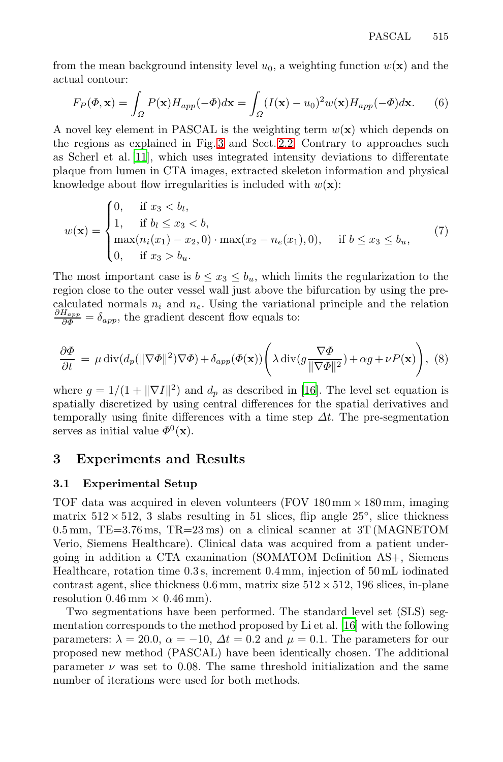from the mean background intensity level $u_0$, a weighting function $w(\mathbf{x})$ and the actual contour:

$$F_P(\Phi, \mathbf{x}) = \int_\Omega P(\mathbf{x}) H_{app}(-\Phi) d\mathbf{x} = \int_\Omega (I(\mathbf{x}) - u_0)^2 w(\mathbf{x}) H_{app}(-\Phi) d\mathbf{x}. \quad (6)$$

A novel key element in PASCAL is the weighting term $w(\mathbf{x})$ which depends on the regions as explained in Fig. 3 and Sect. 2.2. Contrary to approaches such as Scherl et al. [11], which uses integrated intensity deviations to differentate plaque from lumen in CTA images, extracted skeleton information and physical knowledge about flow irregularities is included with $w(\mathbf{x})$:

$$w(\mathbf{x}) = \begin{cases} 0, & \text{if } x_3 < b_l, \\ 1, & \text{if } b_l \leq x_3 < b, \\ \max(n_i(x_1) - x_2, 0) \cdot \max(x_2 - n_e(x_1), 0), & \text{if } b \leq x_3 \leq b_u, \\ 0, & \text{if } x_3 > b_u. \end{cases} \quad (7)$$

The most important case is $b \leq x_3 \leq b_u$, which limits the regularization to the region close to the outer vessel wall just above the bifurcation by using the pre-calculated normals $n_i$ and $n_e$. Using the variational principle and the relation $\frac{\partial H_{app}}{\partial \Phi} = \delta_{app}$, the gradient descent flow equals to:

$$\frac{\partial \Phi}{\partial t} = \mu \operatorname{div}(d_p(\|\nabla \Phi\|^2)\nabla \Phi) + \delta_{app}(\Phi(\mathbf{x})) \left( \lambda \operatorname{div}(g \frac{\nabla \Phi}{\|\nabla \Phi\|^2}) + \alpha g + \nu P(\mathbf{x}) \right), \quad (8)$$

where $g = 1/(1 + \|\nabla I\|^2)$ and $d_p$ as described in [16]. The level set equation is spatially discretized by using central differences for the spatial derivatives and temporally using finite differences with a time step $\Delta t$. The pre-segmentation serves as initial value $\Phi^0(\mathbf{x})$.

## 3 Experiments and Results

### 3.1 Experimental Setup

TOF data was acquired in eleven volunteers (FOV 180 mm $\times$ 180 mm, imaging matrix $512 \times 512$, 3 slabs resulting in 51 slices, flip angle 25°, slice thickness 0.5 mm, TE=3.76 ms, TR=23 ms) on a clinical scanner at 3T (MAGNETOM Verio, Siemens Healthcare). Clinical data was acquired from a patient undergoing in addition a CTA examination (SOMATOM Definition AS+, Siemens Healthcare, rotation time 0.3 s, increment 0.4 mm, injection of 50 mL iodinated contrast agent, slice thickness 0.6 mm, matrix size $512 \times 512$, 196 slices, in-plane resolution 0.46 mm $\times$ 0.46 mm).

Two segmentations have been performed. The standard level set (SLS) segmentation corresponds to the method proposed by Li et al. [16] with the following parameters: $\lambda = 20.0$, $\alpha = -10$, $\Delta t = 0.2$ and $\mu = 0.1$. The parameters for our proposed new method (PASCAL) have been identically chosen. The additional parameter $\nu$ was set to 0.08. The same threshold initialization and the same number of iterations were used for both methods.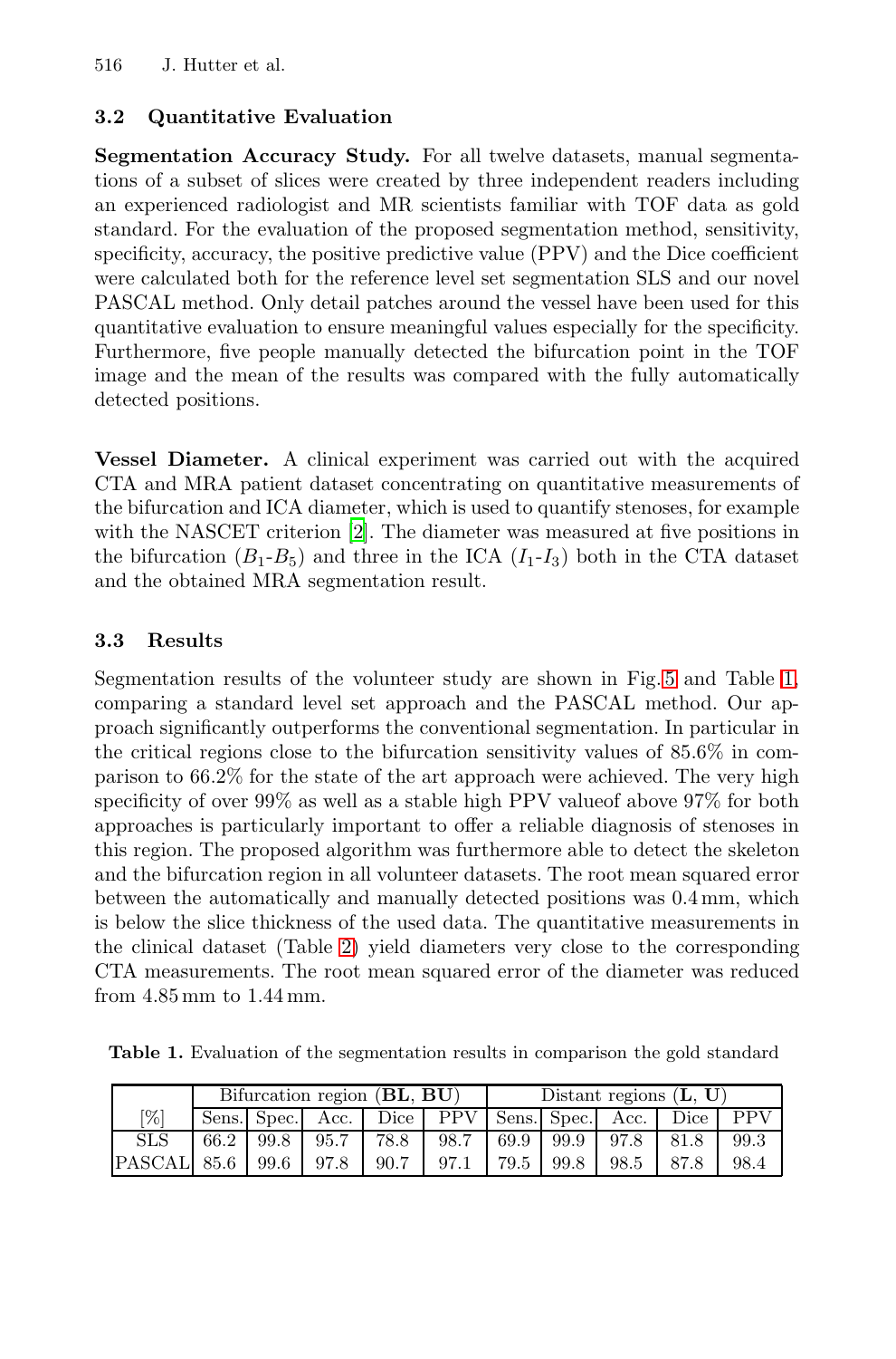### 3.2 Quantitative Evaluation

**Segmentation Accuracy Study.** For all twelve datasets, manual segmentations of a subset of slices were created by three independent readers including an experienced radiologist and MR scientists familiar with TOF data as gold standard. For the evaluation of the proposed segmentation method, sensitivity, specificity, accuracy, the positive predictive value (PPV) and the Dice coefficient were calculated both for the reference level set segmentation SLS and our novel PASCAL method. Only detail patches around the vessel have been used for this quantitative evaluation to ensure meaningful values especially for the specificity. Furthermore, five people manually detected the bifurcation point in the TOF image and the mean of the results was compared with the fully automatically detected positions.

**Vessel Diameter.** A clinical experiment was carried out with the acquired CTA and MRA patient dataset concentrating on quantitative measurements of the bifurcation and ICA diameter, which is used to quantify stenoses, for example with the NASCET criterion [2]. The diameter was measured at five positions in the bifurcation ($B_1$-$B_5$) and three in the ICA ($I_1$-$I_3$) both in the CTA dataset and the obtained MRA segmentation result.

### 3.3 Results

Segmentation results of the volunteer study are shown in Fig. 5 and Table 1, comparing a standard level set approach and the PASCAL method. Our approach significantly outperforms the conventional segmentation. In particular in the critical regions close to the bifurcation sensitivity values of 85.6% in comparison to 66.2% for the state of the art approach were achieved. The very high specificity of over 99% as well as a stable high PPV valueof above 97% for both approaches is particularly important to offer a reliable diagnosis of stenoses in this region. The proposed algorithm was furthermore able to detect the skeleton and the bifurcation region in all volunteer datasets. The root mean squared error between the automatically and manually detected positions was 0.4 mm, which is below the slice thickness of the used data. The quantitative measurements in the clinical dataset (Table 2) yield diameters very close to the corresponding CTA measurements. The root mean squared error of the diameter was reduced from 4.85 mm to 1.44 mm.

**Table 1.** Evaluation of the segmentation results in comparison the gold standard

| | Bifurcation region (**BL**, **BU**) | | | | | Distant regions (**L**, **U**) | | | | |
|---|---|---|---|---|---|---|---|---|---|---|
| [%] | Sens. | Spec. | Acc. | Dice | PPV | Sens. | Spec. | Acc. | Dice | PPV |
| SLS | 66.2 | 99.8 | 95.7 | 78.8 | 98.7 | 69.9 | 99.9 | 97.8 | 81.8 | 99.3 |
| PASCAL | 85.6 | 99.6 | 97.8 | 90.7 | 97.1 | 79.5 | 99.8 | 98.5 | 87.8 | 98.4 |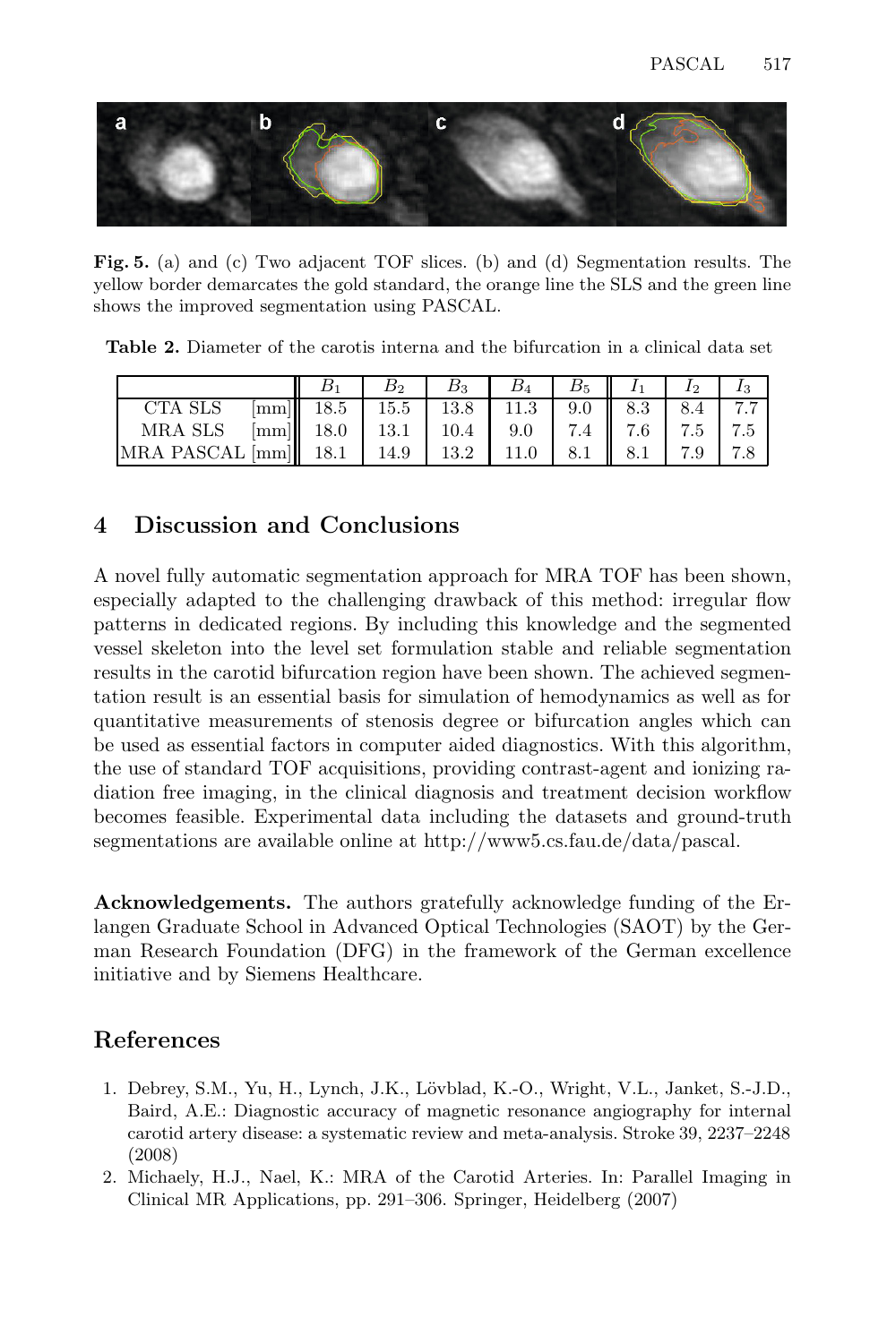**Fig. 5.** (a) and (c) Two adjacent TOF slices. (b) and (d) Segmentation results. The yellow border demarcates the gold standard, the orange line the SLS and the green line shows the improved segmentation using PASCAL.

**Table 2.** Diameter of the carotis interna and the bifurcation in a clinical data set

| | $B_1$ | $B_2$ | $B_3$ | $B_4$ | $B_5$ | $I_1$ | $I_2$ | $I_3$ |
|---|---|---|---|---|---|---|---|---|
| CTA SLS [mm] | 18.5 | 15.5 | 13.8 | 11.3 | 9.0 | 8.3 | 8.4 | 7.7 |
| MRA SLS [mm] | 18.0 | 13.1 | 10.4 | 9.0 | 7.4 | 7.6 | 7.5 | 7.5 |
| MRA PASCAL [mm] | 18.1 | 14.9 | 13.2 | 11.0 | 8.1 | 8.1 | 7.9 | 7.8 |

## 4 Discussion and Conclusions

A novel fully automatic segmentation approach for MRA TOF has been shown, especially adapted to the challenging drawback of this method: irregular flow patterns in dedicated regions. By including this knowledge and the segmented vessel skeleton into the level set formulation stable and reliable segmentation results in the carotid bifurcation region have been shown. The achieved segmentation result is an essential basis for simulation of hemodynamics as well as for quantitative measurements of stenosis degree or bifurcation angles which can be used as essential factors in computer aided diagnostics. With this algorithm, the use of standard TOF acquisitions, providing contrast-agent and ionizing radiation free imaging, in the clinical diagnosis and treatment decision workflow becomes feasible. Experimental data including the datasets and ground-truth segmentations are available online at http://www5.cs.fau.de/data/pascal.

**Acknowledgements.** The authors gratefully acknowledge funding of the Erlangen Graduate School in Advanced Optical Technologies (SAOT) by the German Research Foundation (DFG) in the framework of the German excellence initiative and by Siemens Healthcare.

## References

1. Debrey, S.M., Yu, H., Lynch, J.K., Lövblad, K.-O., Wright, V.L., Janket, S.-J.D., Baird, A.E.: Diagnostic accuracy of magnetic resonance angiography for internal carotid artery disease: a systematic review and meta-analysis. Stroke 39, 2237–2248 (2008)
2. Michaely, H.J., Nael, K.: MRA of the Carotid Arteries. In: Parallel Imaging in Clinical MR Applications, pp. 291–306. Springer, Heidelberg (2007)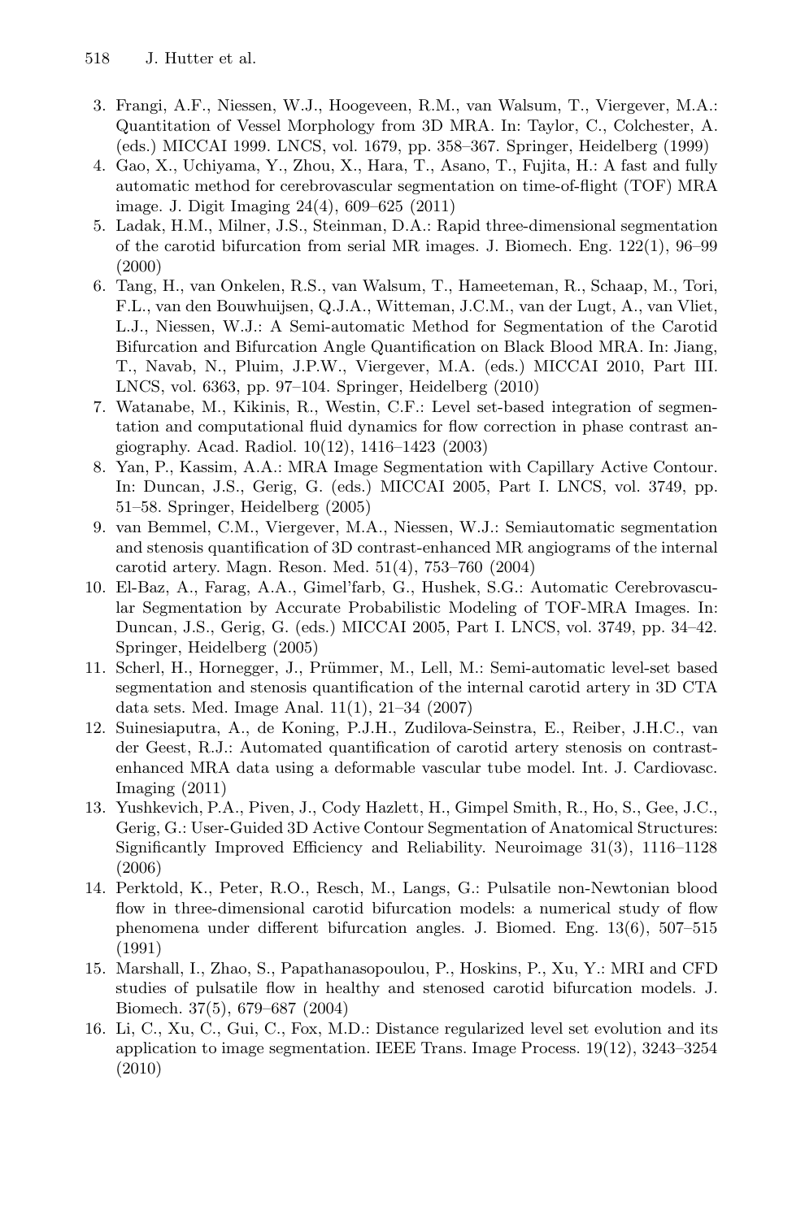3. Frangi, A.F., Niessen, W.J., Hoogeveen, R.M., van Walsum, T., Viergever, M.A.: Quantitation of Vessel Morphology from 3D MRA. In: Taylor, C., Colchester, A. (eds.) MICCAI 1999. LNCS, vol. 1679, pp. 358–367. Springer, Heidelberg (1999)
4. Gao, X., Uchiyama, Y., Zhou, X., Hara, T., Asano, T., Fujita, H.: A fast and fully automatic method for cerebrovascular segmentation on time-of-flight (TOF) MRA image. J. Digit Imaging 24(4), 609–625 (2011)
5. Ladak, H.M., Milner, J.S., Steinman, D.A.: Rapid three-dimensional segmentation of the carotid bifurcation from serial MR images. J. Biomech. Eng. 122(1), 96–99 (2000)
6. Tang, H., van Onkelen, R.S., van Walsum, T., Hameeteman, R., Schaap, M., Tori, F.L., van den Bouwhuijsen, Q.J.A., Witteman, J.C.M., van der Lugt, A., van Vliet, L.J., Niessen, W.J.: A Semi-automatic Method for Segmentation of the Carotid Bifurcation and Bifurcation Angle Quantification on Black Blood MRA. In: Jiang, T., Navab, N., Pluim, J.P.W., Viergever, M.A. (eds.) MICCAI 2010, Part III. LNCS, vol. 6363, pp. 97–104. Springer, Heidelberg (2010)
7. Watanabe, M., Kikinis, R., Westin, C.F.: Level set-based integration of segmentation and computational fluid dynamics for flow correction in phase contrast angiography. Acad. Radiol. 10(12), 1416–1423 (2003)
8. Yan, P., Kassim, A.A.: MRA Image Segmentation with Capillary Active Contour. In: Duncan, J.S., Gerig, G. (eds.) MICCAI 2005, Part I. LNCS, vol. 3749, pp. 51–58. Springer, Heidelberg (2005)
9. van Bemmel, C.M., Viergever, M.A., Niessen, W.J.: Semiautomatic segmentation and stenosis quantification of 3D contrast-enhanced MR angiograms of the internal carotid artery. Magn. Reson. Med. 51(4), 753–760 (2004)
10. El-Baz, A., Farag, A.A., Gimel'farb, G., Hushek, S.G.: Automatic Cerebrovascular Segmentation by Accurate Probabilistic Modeling of TOF-MRA Images. In: Duncan, J.S., Gerig, G. (eds.) MICCAI 2005, Part I. LNCS, vol. 3749, pp. 34–42. Springer, Heidelberg (2005)
11. Scherl, H., Hornegger, J., Prümmer, M., Lell, M.: Semi-automatic level-set based segmentation and stenosis quantification of the internal carotid artery in 3D CTA data sets. Med. Image Anal. 11(1), 21–34 (2007)
12. Suinesiaputra, A., de Koning, P.J.H., Zudilova-Seinstra, E., Reiber, J.H.C., van der Geest, R.J.: Automated quantification of carotid artery stenosis on contrast-enhanced MRA data using a deformable vascular tube model. Int. J. Cardiovasc. Imaging (2011)
13. Yushkevich, P.A., Piven, J., Cody Hazlett, H., Gimpel Smith, R., Ho, S., Gee, J.C., Gerig, G.: User-Guided 3D Active Contour Segmentation of Anatomical Structures: Significantly Improved Efficiency and Reliability. Neuroimage 31(3), 1116–1128 (2006)
14. Perktold, K., Peter, R.O., Resch, M., Langs, G.: Pulsatile non-Newtonian blood flow in three-dimensional carotid bifurcation models: a numerical study of flow phenomena under different bifurcation angles. J. Biomed. Eng. 13(6), 507–515 (1991)
15. Marshall, I., Zhao, S., Papathanasopoulou, P., Hoskins, P., Xu, Y.: MRI and CFD studies of pulsatile flow in healthy and stenosed carotid bifurcation models. J. Biomech. 37(5), 679–687 (2004)
16. Li, C., Xu, C., Gui, C., Fox, M.D.: Distance regularized level set evolution and its application to image segmentation. IEEE Trans. Image Process. 19(12), 3243–3254 (2010)